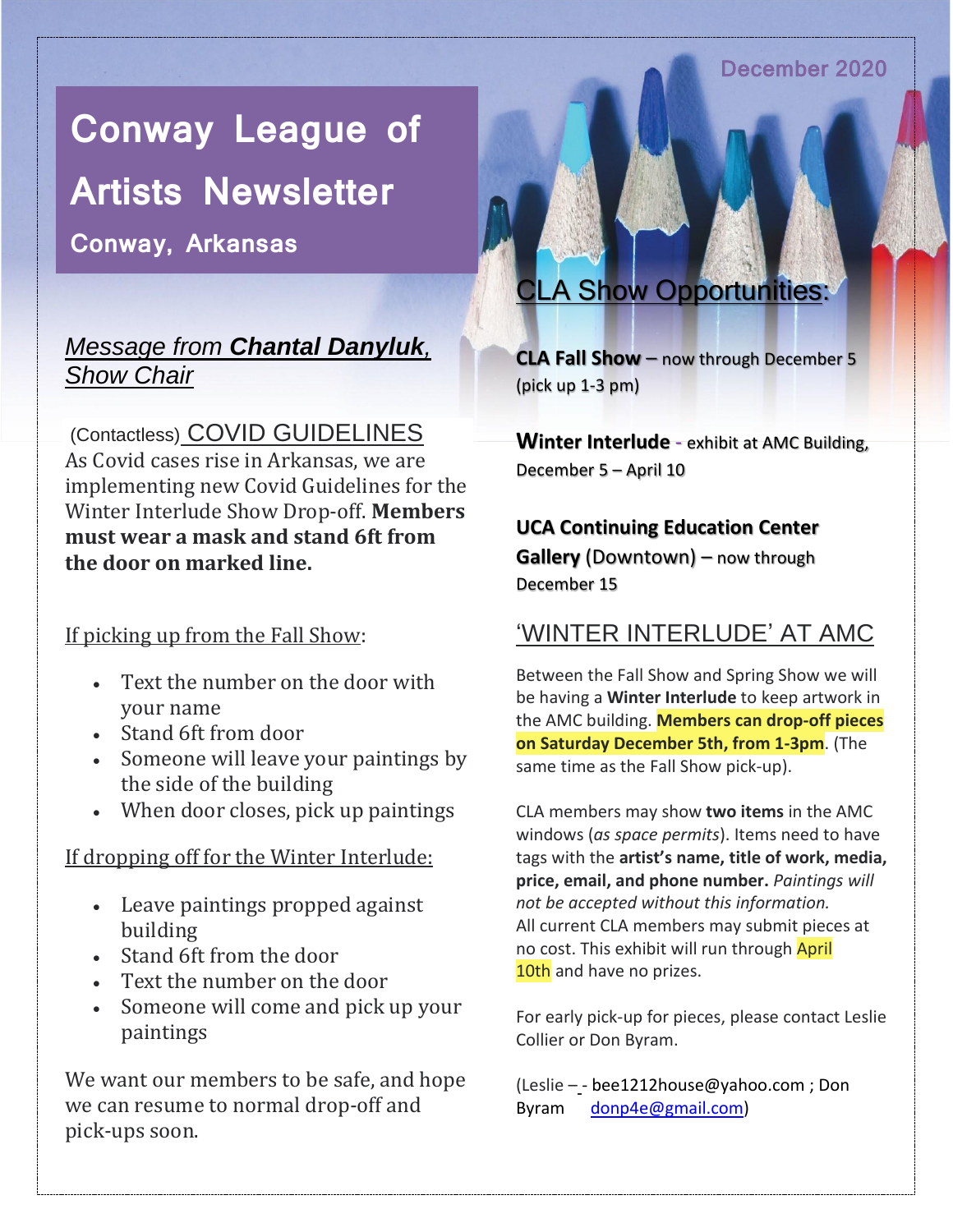# Conway League of Artists Newsletter

## Conway, Arkansas

December 2020

## *Message from **Chantal Danyluk**, Show Chair*

(Contactless) COVID GUIDELINES

As Covid cases rise in Arkansas, we are implementing new Covid Guidelines for the Winter Interlude Show Drop-off. **Members must wear a mask and stand 6ft from the door on marked line.**

If picking up from the Fall Show:

- Text the number on the door with your name
- Stand 6ft from door
- Someone will leave your paintings by the side of the building
- When door closes, pick up paintings

If dropping off for the Winter Interlude:

- Leave paintings propped against building
- Stand 6ft from the door
- Text the number on the door
- Someone will come and pick up your paintings

We want our members to be safe, and hope we can resume to normal drop-off and pick-ups soon.

## CLA Show Opportunities:

**CLA Fall Show** – now through December 5 (pick up 1-3 pm)

**Winter Interlude** - exhibit at AMC Building, December 5 – April 10

**UCA Continuing Education Center Gallery** (Downtown) – now through December 15

## 'WINTER INTERLUDE' AT AMC

Between the Fall Show and Spring Show we will be having a **Winter Interlude** to keep artwork in the AMC building. **Members can drop-off pieces on Saturday December 5th, from 1-3pm**. (The same time as the Fall Show pick-up).

CLA members may show **two items** in the AMC windows (*as space permits*). Items need to have tags with the **artist's name, title of work, media, price, email, and phone number.** *Paintings will not be accepted without this information.* All current CLA members may submit pieces at no cost. This exhibit will run through April 10th and have no prizes.

For early pick-up for pieces, please contact Leslie Collier or Don Byram.

(Leslie – - bee1212house@yahoo.com ; Don Byram donp4e@gmail.com)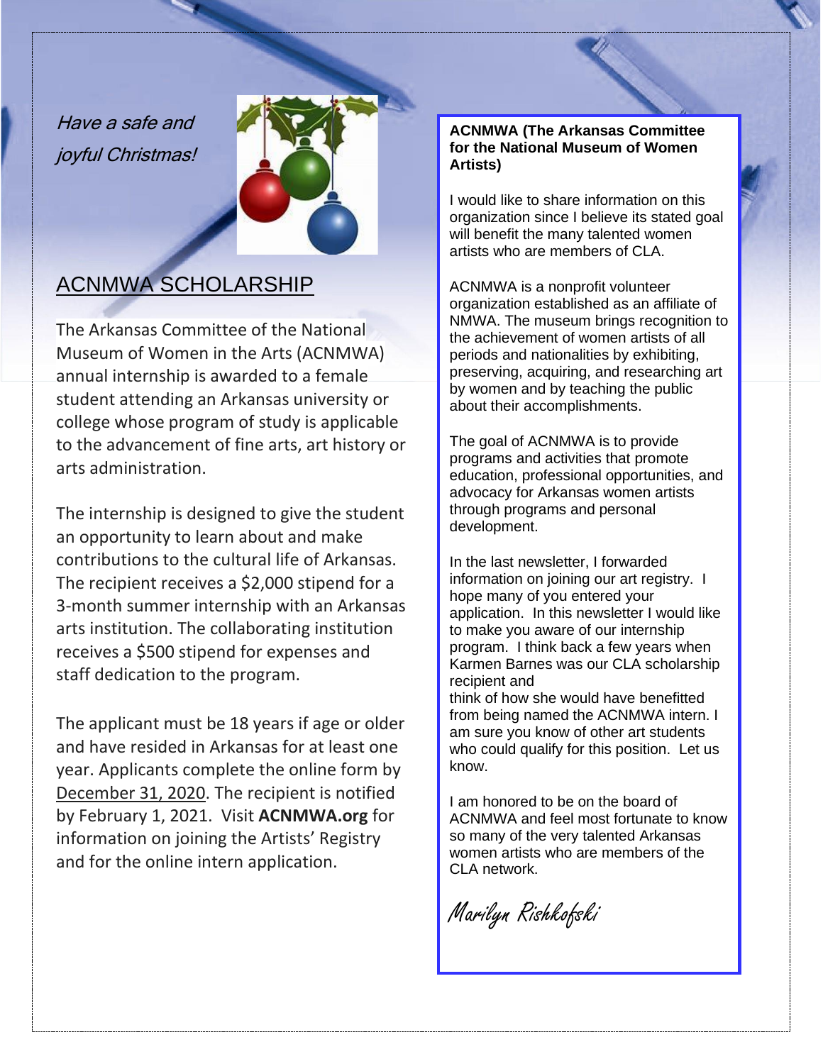*Have a safe and joyful Christmas!*

## ACNMWA SCHOLARSHIP

The Arkansas Committee of the National Museum of Women in the Arts (ACNMWA) annual internship is awarded to a female student attending an Arkansas university or college whose program of study is applicable to the advancement of fine arts, art history or arts administration.

The internship is designed to give the student an opportunity to learn about and make contributions to the cultural life of Arkansas. The recipient receives a $2,000 stipend for a 3-month summer internship with an Arkansas arts institution. The collaborating institution receives a $500 stipend for expenses and staff dedication to the program.

The applicant must be 18 years if age or older and have resided in Arkansas for at least one year. Applicants complete the online form by December 31, 2020. The recipient is notified by February 1, 2021. Visit **ACNMWA.org** for information on joining the Artists' Registry and for the online intern application.

**ACNMWA (The Arkansas Committee for the National Museum of Women Artists)**

I would like to share information on this organization since I believe its stated goal will benefit the many talented women artists who are members of CLA.

ACNMWA is a nonprofit volunteer organization established as an affiliate of NMWA. The museum brings recognition to the achievement of women artists of all periods and nationalities by exhibiting, preserving, acquiring, and researching art by women and by teaching the public about their accomplishments.

The goal of ACNMWA is to provide programs and activities that promote education, professional opportunities, and advocacy for Arkansas women artists through programs and personal development.

In the last newsletter, I forwarded information on joining our art registry. I hope many of you entered your application. In this newsletter I would like to make you aware of our internship program. I think back a few years when Karmen Barnes was our CLA scholarship recipient and think of how she would have benefitted from being named the ACNMWA intern. I am sure you know of other art students who could qualify for this position. Let us know.

I am honored to be on the board of ACNMWA and feel most fortunate to know so many of the very talented Arkansas women artists who are members of the CLA network.

*Marilyn Rishkofski*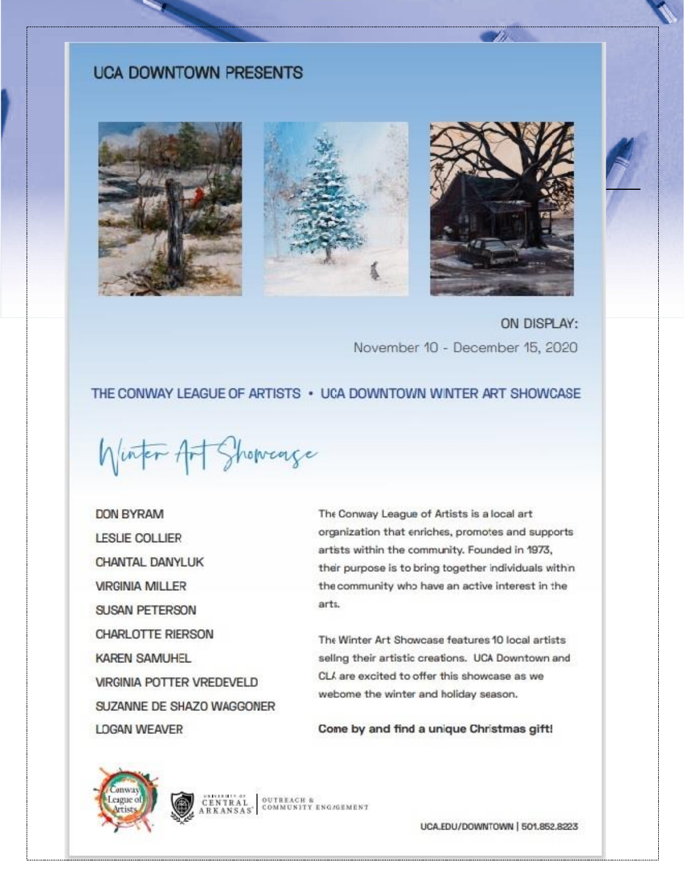UCA DOWNTOWN PRESENTS

ON DISPLAY:

November 10 - December 15, 2020

## THE CONWAY LEAGUE OF ARTISTS • UCA DOWNTOWN WINTER ART SHOWCASE

# Winter Art Showcase

DON BYRAM

LESLIE COLLIER

CHANTAL DANYLUK

VIRGINIA MILLER

SUSAN PETERSON

CHARLOTTE RIERSON

KAREN SAMUHEL

VIRGINIA POTTER VREDEVELD

SUZANNE DE SHAZO WAGGONER

LOGAN WEAVER

The Conway League of Artists is a local art organization that enriches, promotes and supports artists within the community. Founded in 1973, their purpose is to bring together individuals within the community who have an active interest in the arts.

The Winter Art Showcase features 10 local artists selling their artistic creations. UCA Downtown and CLA are excited to offer this showcase as we webome the winter and holiday season.

**Come by and find a unique Christmas gift!**

Conway League of Artists

University of Central Arkansas | Outreach & Community Engagement

UCA.EDU/DOWNTOWN | 501.852.8223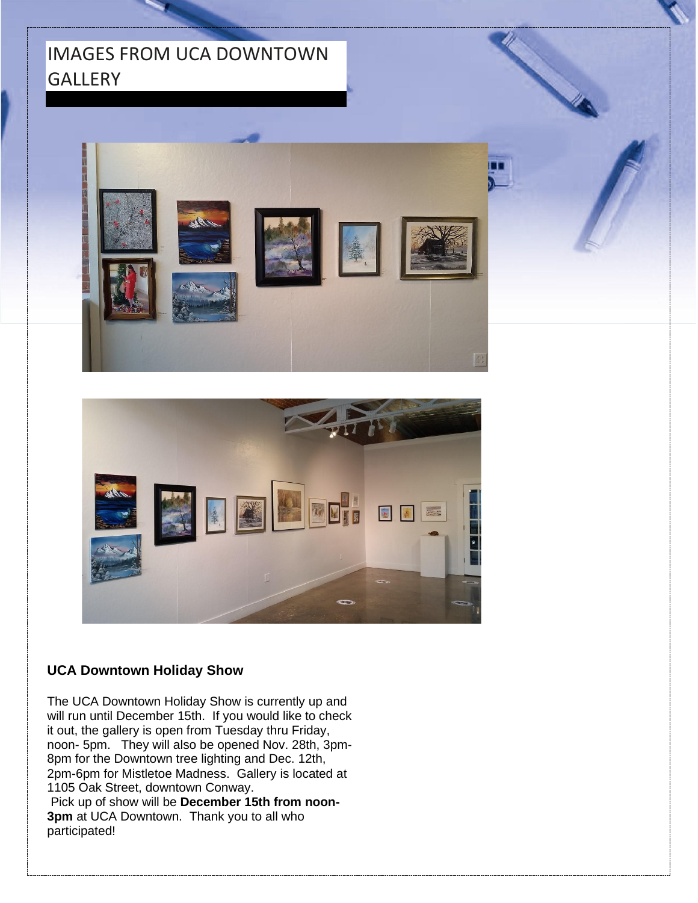# IMAGES FROM UCA DOWNTOWN GALLERY

**UCA Downtown Holiday Show**

The UCA Downtown Holiday Show is currently up and will run until December 15th. If you would like to check it out, the gallery is open from Tuesday thru Friday, noon- 5pm. They will also be opened Nov. 28th, 3pm-8pm for the Downtown tree lighting and Dec. 12th, 2pm-6pm for Mistletoe Madness. Gallery is located at 1105 Oak Street, downtown Conway.

Pick up of show will be **December 15th from noon-3pm** at UCA Downtown. Thank you to all who participated!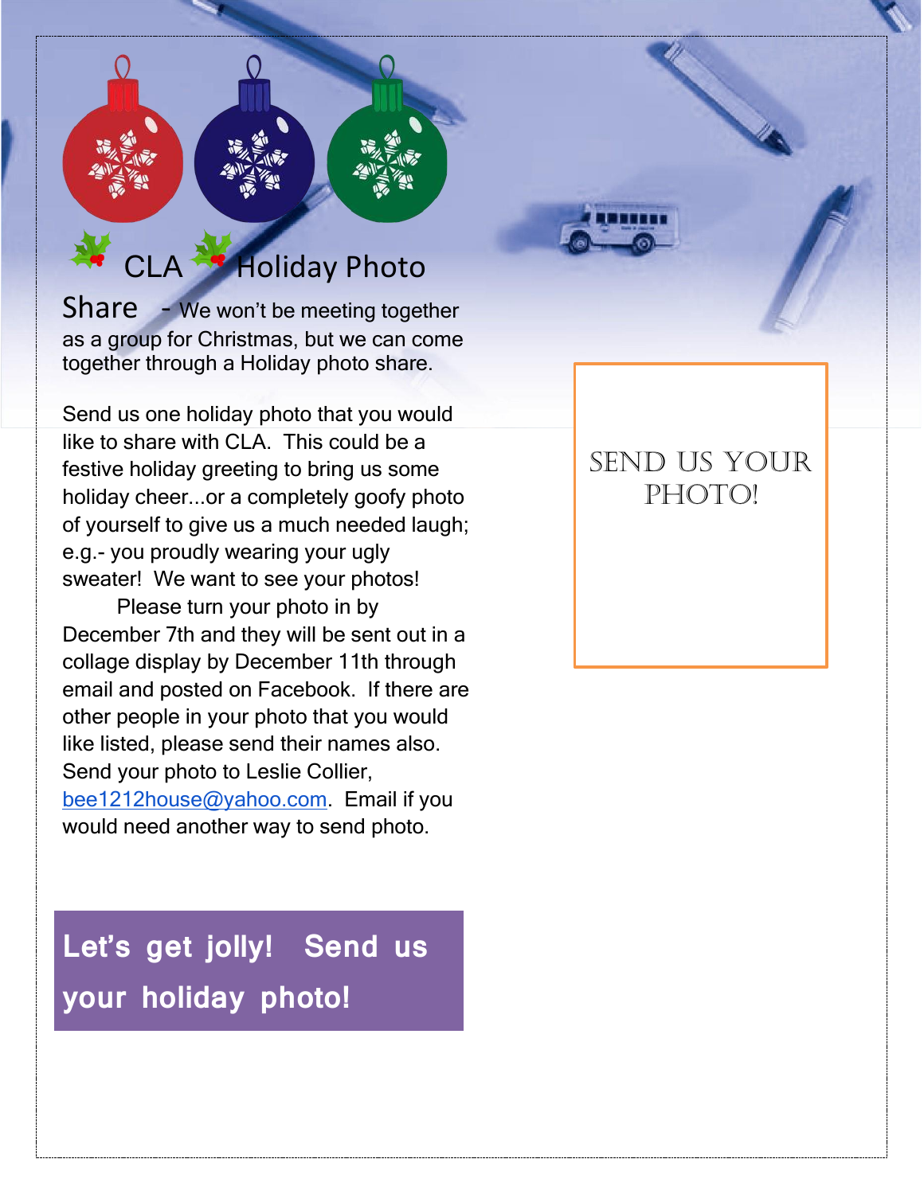# CLA Holiday Photo Share

- We won't be meeting together as a group for Christmas, but we can come together through a Holiday photo share.

Send us one holiday photo that you would like to share with CLA. This could be a festive holiday greeting to bring us some holiday cheer...or a completely goofy photo of yourself to give us a much needed laugh; e.g.- you proudly wearing your ugly sweater! We want to see your photos!

Please turn your photo in by December 7th and they will be sent out in a collage display by December 11th through email and posted on Facebook. If there are other people in your photo that you would like listed, please send their names also. Send your photo to Leslie Collier, bee1212house@yahoo.com. Email if you would need another way to send photo.

SEND US YOUR PHOTO!

**Let's get jolly! Send us your holiday photo!**